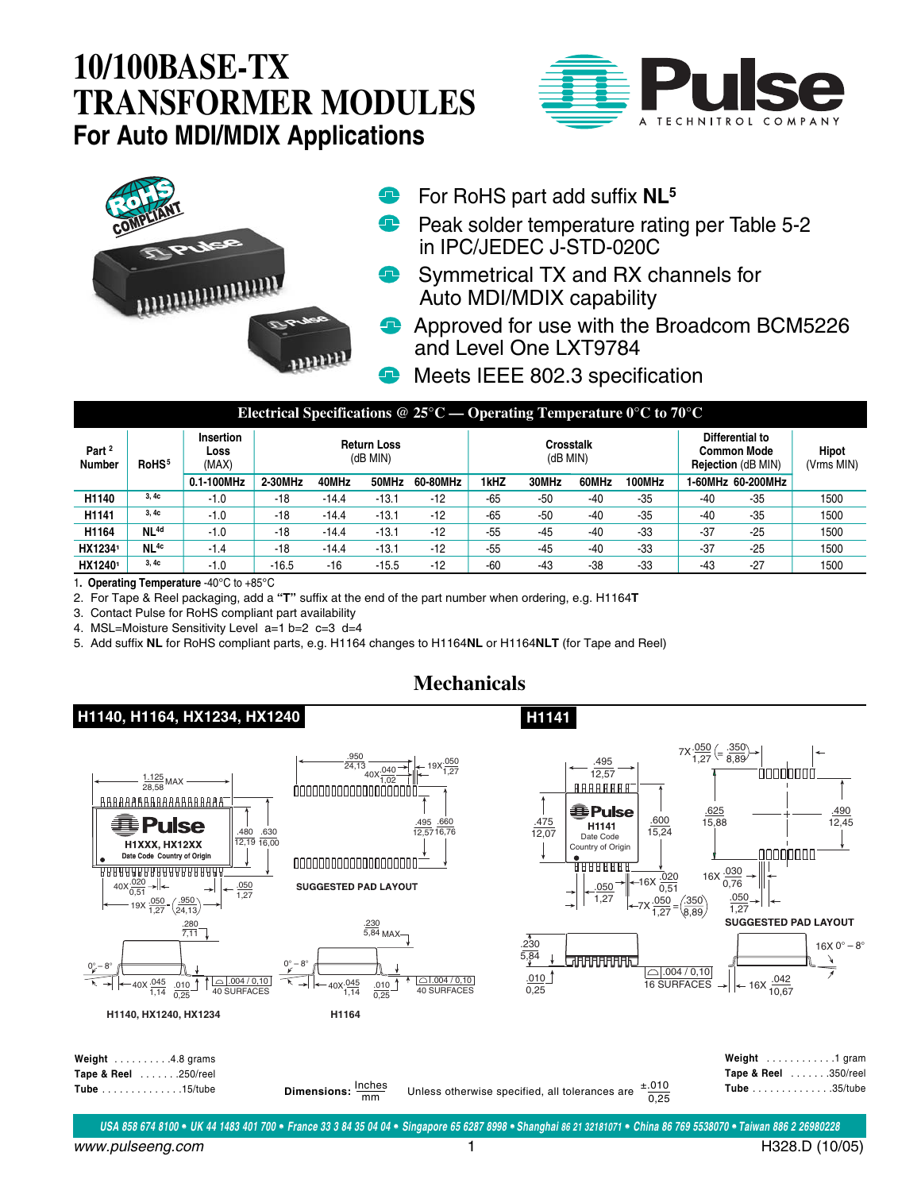# 10/100BASE-TX TRANSFORMER MODULES

## For Auto MDI/MDIX Applications

- For RoHS part add suffix **NL**[5]
- Peak solder temperature rating per Table 5-2 in IPC/JEDEC J-STD-020C
- Symmetrical TX and RX channels for Auto MDI/MDIX capability
- Approved for use with the Broadcom BCM5226 and Level One LXT9784
- Meets IEEE 802.3 specification

**Electrical Specifications @ 25°C — Operating Temperature 0°C to 70°C**

| Part[2] Number | RoHS[5] | Insertion Loss (MAX) | Return Loss (dB MIN) | | | | Crosstalk (dB MIN) | | | | Differential to Common Mode Rejection (dB MIN) | | Hipot (Vrms MIN) |
|---|---|---|---|---|---|---|---|---|---|---|---|---|---|
| | | 0.1-100MHz | 2-30MHz | 40MHz | 50MHz | 60-80MHz | 1kHZ | 30MHz | 60MHz | 100MHz | 1-60MHz | 60-200MHz | |
| H1140 | 3, 4c | -1.0 | -18 | -14.4 | -13.1 | -12 | -65 | -50 | -40 | -35 | -40 | -35 | 1500 |
| H1141 | 3, 4c | -1.0 | -18 | -14.4 | -13.1 | -12 | -65 | -50 | -40 | -35 | -40 | -35 | 1500 |
| H1164 | NL[4d] | -1.0 | -18 | -14.4 | -13.1 | -12 | -55 | -45 | -40 | -33 | -37 | -25 | 1500 |
| HX1234[1] | NL[4c] | -1.4 | -18 | -14.4 | -13.1 | -12 | -55 | -45 | -40 | -33 | -37 | -25 | 1500 |
| HX1240[1] | 3, 4c | -1.0 | -16.5 | -16 | -15.5 | -12 | -60 | -43 | -38 | -33 | -43 | -27 | 1500 |

1. **Operating Temperature** -40°C to +85°C
2. For Tape & Reel packaging, add a **"T"** suffix at the end of the part number when ordering, e.g. H1164**T**
3. Contact Pulse for RoHS compliant part availability
4. MSL=Moisture Sensitivity Level a=1 b=2 c=3 d=4
5. Add suffix **NL** for RoHS compliant parts, e.g. H1164 changes to H1164**NL** or H1164**NLT** (for Tape and Reel)

## Mechanicals

### H1140, H1164, HX1234, HX1240

**Weight** .........4.8 grams
**Tape & Reel** .......250/reel
**Tube** ..............15/tube

### H1141

**Weight** ............1 gram
**Tape & Reel** .......350/reel
**Tube** ..............35/tube

**Dimensions:** Inches / mm    Unless otherwise specified, all tolerances are ±.010 / 0,25

USA 858 674 8100 • UK 44 1483 401 700 • France 33 3 84 35 04 04 • Singapore 65 6287 8998 • Shanghai 86 21 32181071 • China 86 769 5538070 • Taiwan 886 2 26980228

www.pulseeng.com    H328.D (10/05)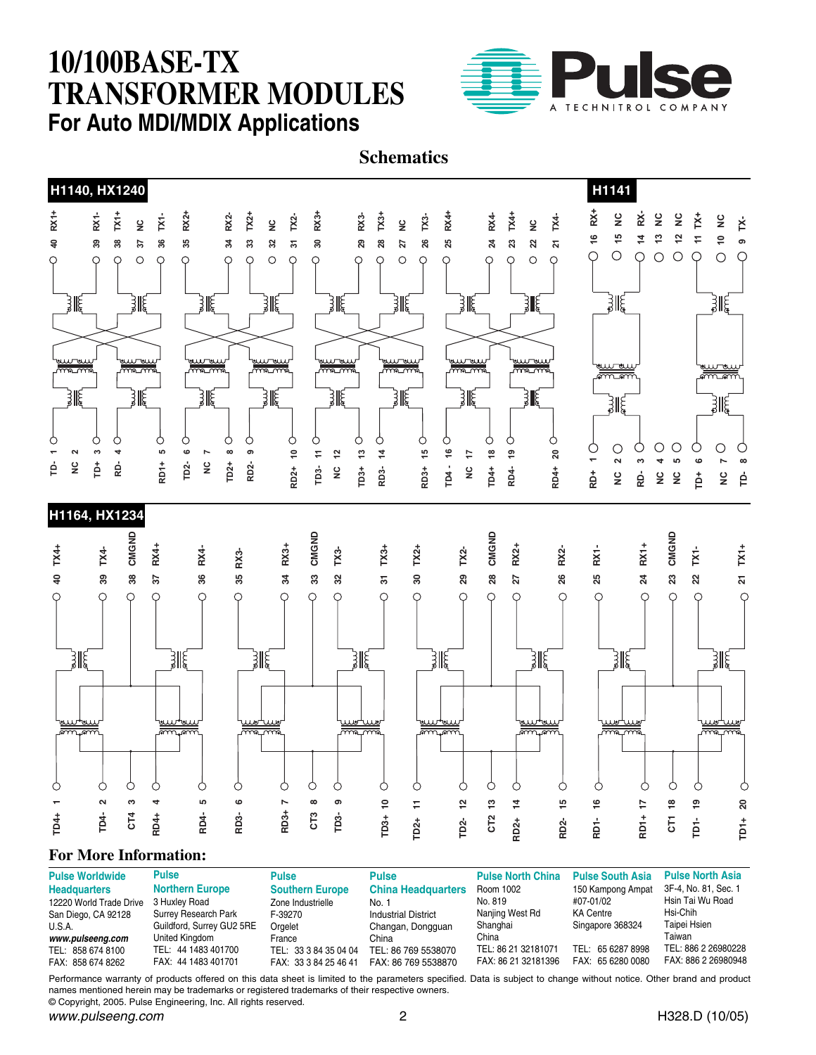# 10/100BASE-TX TRANSFORMER MODULES
## For Auto MDI/MDIX Applications

## Schematics

### H1140, HX1240

40 RX1+, 39 RX1-, 38 TX1+, 37 NC, 36 TX1-, 35 RX2+, 34 RX2-, 33 TX2+, 32 NC, 31 TX2-, 30 RX3+, 29 RX3-, 28 TX3+, 27 NC, 26 TX3-, 25 RX4+, 24 RX4-, 23 TX4+, 22 NC, 21 TX4-

TD- 1, NC 2, TD+ 3, RD- 4, RD1+ 5, TD2- 6, NC 7, TD2+ 8, RD2- 9, RD2+ 10, TD3- 11, NC 12, TD3+ 13, RD3- 14, RD3+ 15, TD4 - 16, NC 17, TD4+ 18, RD4- 19, RD4+ 20

### H1141

16 RX+, 15 NC, 14 RX-, 13 NC, 12 NC, 11 TX+, 10 NC, 9 TX-

RD+ 1, NC 2, RD- 3, NC 4, NC 5, TD+ 6, NC 7, TD- 8

### H1164, HX1234

40 TX4+, 39 TX4-, 38 CMGND, 37 RX4+, 36 RX4-, 35 RX3-, 34 RX3+, 33 CMGND, 32 TX3-, 31 TX3+, 30 TX2+, 29 TX2-, 28 CMGND, 27 RX2+, 26 RX2-, 25 RX1-, 24 RX1+, 23 CMGND, 22 TX1-, 21 TX1+

TD4+ 1, TD4- 2, CT4 3, RD4+ 4, RD4- 5, RD3- 6, RD3+ 7, CT3 8, TD3- 9, TD3+ 10, TD2+ 11, TD2- 12, CT2 13, RD2+ 14, RD2- 15, RD1- 16, RD1+ 17, CT1 18, TD1- 19, TD1+ 20

## For More Information:

**Pulse Worldwide Headquarters**
12220 World Trade Drive
San Diego, CA 92128
U.S.A.
*www.pulseeng.com*
TEL: 858 674 8100
FAX: 858 674 8262

**Pulse Northern Europe**
3 Huxley Road
Surrey Research Park
Guildford, Surrey GU2 5RE
United Kingdom
TEL: 44 1483 401700
FAX: 44 1483 401701

**Pulse Southern Europe**
Zone Industrielle
F-39270
Orgelet
France
TEL: 33 3 84 35 04 04
FAX: 33 3 84 25 46 41

**Pulse China Headquarters**
No. 1
Industrial District
Changan, Dongguan
China
TEL: 86 769 5538070
FAX: 86 769 5538870

**Pulse North China**
Room 1002
No. 819
Nanjing West Rd
Shanghai
China
TEL: 86 21 32181071
FAX: 86 21 32181396

**Pulse South Asia**
150 Kampong Ampat
#07-01/02
KA Centre
Singapore 368324
TEL: 65 6287 8998
FAX: 65 6280 0080

**Pulse North Asia**
3F-4, No. 81, Sec. 1
Hsin Tai Wu Road
Hsi-Chih
Taipei Hsien
Taiwan
TEL: 886 2 26980228
FAX: 886 2 26980948

Performance warranty of products offered on this data sheet is limited to the parameters specified. Data is subject to change without notice. Other brand and product names mentioned herein may be trademarks or registered trademarks of their respective owners.
© Copyright, 2005. Pulse Engineering, Inc. All rights reserved.

H328.D (10/05)